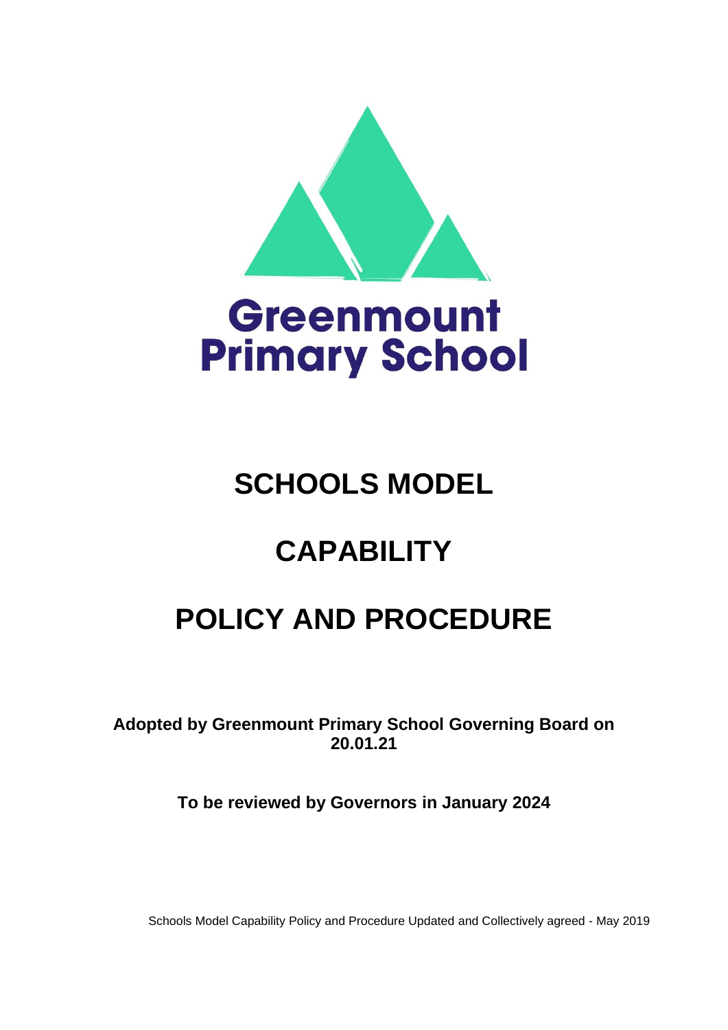Greenmount Primary School

# SCHOOLS MODEL

# CAPABILITY

# POLICY AND PROCEDURE

**Adopted by Greenmount Primary School Governing Board on 20.01.21**

**To be reviewed by Governors in January 2024**

Schools Model Capability Policy and Procedure Updated and Collectively agreed - May 2019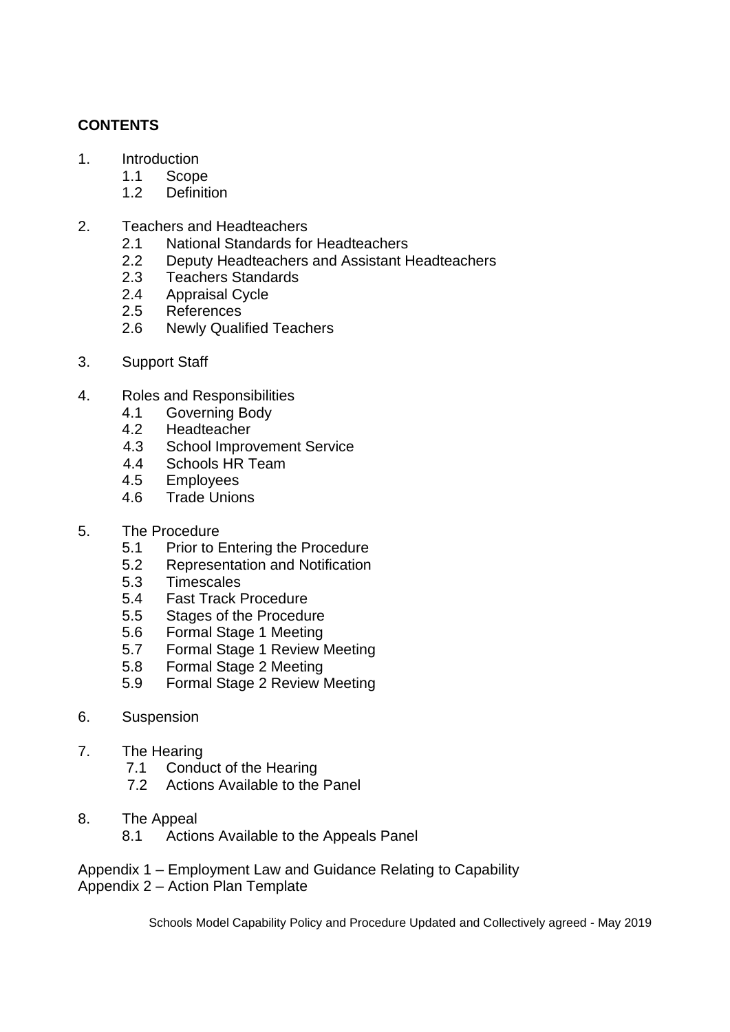**CONTENTS**

1. Introduction
    - 1.1 Scope
    - 1.2 Definition

2. Teachers and Headteachers
    - 2.1 National Standards for Headteachers
    - 2.2 Deputy Headteachers and Assistant Headteachers
    - 2.3 Teachers Standards
    - 2.4 Appraisal Cycle
    - 2.5 References
    - 2.6 Newly Qualified Teachers

3. Support Staff

4. Roles and Responsibilities
    - 4.1 Governing Body
    - 4.2 Headteacher
    - 4.3 School Improvement Service
    - 4.4 Schools HR Team
    - 4.5 Employees
    - 4.6 Trade Unions

5. The Procedure
    - 5.1 Prior to Entering the Procedure
    - 5.2 Representation and Notification
    - 5.3 Timescales
    - 5.4 Fast Track Procedure
    - 5.5 Stages of the Procedure
    - 5.6 Formal Stage 1 Meeting
    - 5.7 Formal Stage 1 Review Meeting
    - 5.8 Formal Stage 2 Meeting
    - 5.9 Formal Stage 2 Review Meeting

6. Suspension

7. The Hearing
    - 7.1 Conduct of the Hearing
    - 7.2 Actions Available to the Panel

8. The Appeal
    - 8.1 Actions Available to the Appeals Panel

Appendix 1 – Employment Law and Guidance Relating to Capability
Appendix 2 – Action Plan Template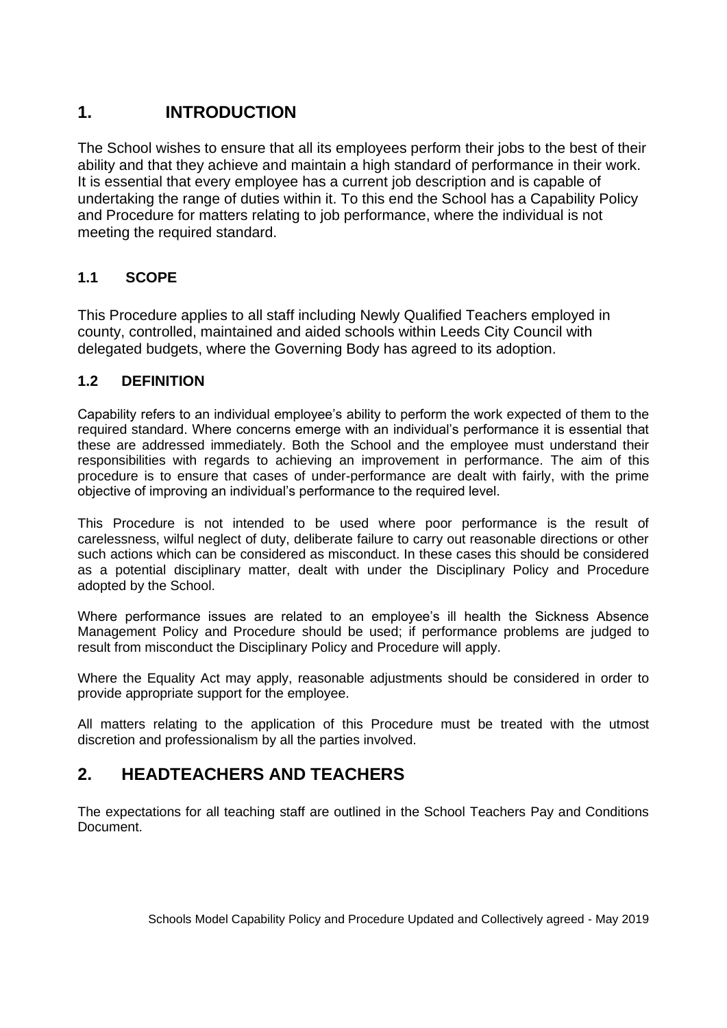## 1. INTRODUCTION

The School wishes to ensure that all its employees perform their jobs to the best of their ability and that they achieve and maintain a high standard of performance in their work. It is essential that every employee has a current job description and is capable of undertaking the range of duties within it. To this end the School has a Capability Policy and Procedure for matters relating to job performance, where the individual is not meeting the required standard.

### 1.1 SCOPE

This Procedure applies to all staff including Newly Qualified Teachers employed in county, controlled, maintained and aided schools within Leeds City Council with delegated budgets, where the Governing Body has agreed to its adoption.

### 1.2 DEFINITION

Capability refers to an individual employee's ability to perform the work expected of them to the required standard. Where concerns emerge with an individual's performance it is essential that these are addressed immediately. Both the School and the employee must understand their responsibilities with regards to achieving an improvement in performance. The aim of this procedure is to ensure that cases of under-performance are dealt with fairly, with the prime objective of improving an individual's performance to the required level.

This Procedure is not intended to be used where poor performance is the result of carelessness, wilful neglect of duty, deliberate failure to carry out reasonable directions or other such actions which can be considered as misconduct. In these cases this should be considered as a potential disciplinary matter, dealt with under the Disciplinary Policy and Procedure adopted by the School.

Where performance issues are related to an employee's ill health the Sickness Absence Management Policy and Procedure should be used; if performance problems are judged to result from misconduct the Disciplinary Policy and Procedure will apply.

Where the Equality Act may apply, reasonable adjustments should be considered in order to provide appropriate support for the employee.

All matters relating to the application of this Procedure must be treated with the utmost discretion and professionalism by all the parties involved.

## 2. HEADTEACHERS AND TEACHERS

The expectations for all teaching staff are outlined in the School Teachers Pay and Conditions Document.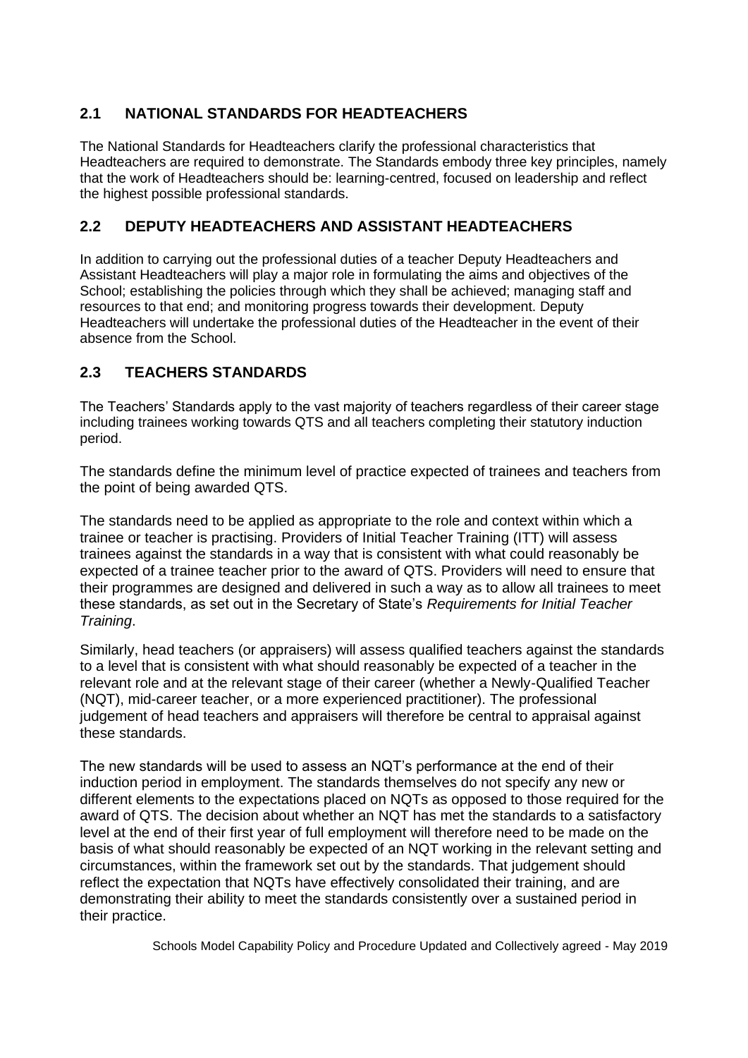## 2.1 NATIONAL STANDARDS FOR HEADTEACHERS

The National Standards for Headteachers clarify the professional characteristics that Headteachers are required to demonstrate. The Standards embody three key principles, namely that the work of Headteachers should be: learning-centred, focused on leadership and reflect the highest possible professional standards.

## 2.2 DEPUTY HEADTEACHERS AND ASSISTANT HEADTEACHERS

In addition to carrying out the professional duties of a teacher Deputy Headteachers and Assistant Headteachers will play a major role in formulating the aims and objectives of the School; establishing the policies through which they shall be achieved; managing staff and resources to that end; and monitoring progress towards their development. Deputy Headteachers will undertake the professional duties of the Headteacher in the event of their absence from the School.

## 2.3 TEACHERS STANDARDS

The Teachers' Standards apply to the vast majority of teachers regardless of their career stage including trainees working towards QTS and all teachers completing their statutory induction period.

The standards define the minimum level of practice expected of trainees and teachers from the point of being awarded QTS.

The standards need to be applied as appropriate to the role and context within which a trainee or teacher is practising. Providers of Initial Teacher Training (ITT) will assess trainees against the standards in a way that is consistent with what could reasonably be expected of a trainee teacher prior to the award of QTS. Providers will need to ensure that their programmes are designed and delivered in such a way as to allow all trainees to meet these standards, as set out in the Secretary of State's *Requirements for Initial Teacher Training*.

Similarly, head teachers (or appraisers) will assess qualified teachers against the standards to a level that is consistent with what should reasonably be expected of a teacher in the relevant role and at the relevant stage of their career (whether a Newly-Qualified Teacher (NQT), mid-career teacher, or a more experienced practitioner). The professional judgement of head teachers and appraisers will therefore be central to appraisal against these standards.

The new standards will be used to assess an NQT's performance at the end of their induction period in employment. The standards themselves do not specify any new or different elements to the expectations placed on NQTs as opposed to those required for the award of QTS. The decision about whether an NQT has met the standards to a satisfactory level at the end of their first year of full employment will therefore need to be made on the basis of what should reasonably be expected of an NQT working in the relevant setting and circumstances, within the framework set out by the standards. That judgement should reflect the expectation that NQTs have effectively consolidated their training, and are demonstrating their ability to meet the standards consistently over a sustained period in their practice.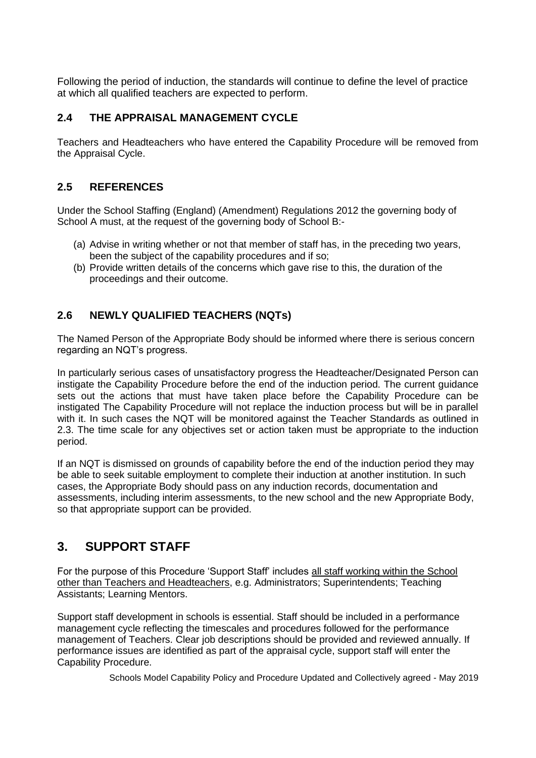Following the period of induction, the standards will continue to define the level of practice at which all qualified teachers are expected to perform.

### 2.4 THE APPRAISAL MANAGEMENT CYCLE

Teachers and Headteachers who have entered the Capability Procedure will be removed from the Appraisal Cycle.

### 2.5 REFERENCES

Under the School Staffing (England) (Amendment) Regulations 2012 the governing body of School A must, at the request of the governing body of School B:-

(a) Advise in writing whether or not that member of staff has, in the preceding two years, been the subject of the capability procedures and if so;
(b) Provide written details of the concerns which gave rise to this, the duration of the proceedings and their outcome.

### 2.6 NEWLY QUALIFIED TEACHERS (NQTs)

The Named Person of the Appropriate Body should be informed where there is serious concern regarding an NQT's progress.

In particularly serious cases of unsatisfactory progress the Headteacher/Designated Person can instigate the Capability Procedure before the end of the induction period. The current guidance sets out the actions that must have taken place before the Capability Procedure can be instigated The Capability Procedure will not replace the induction process but will be in parallel with it. In such cases the NQT will be monitored against the Teacher Standards as outlined in 2.3. The time scale for any objectives set or action taken must be appropriate to the induction period.

If an NQT is dismissed on grounds of capability before the end of the induction period they may be able to seek suitable employment to complete their induction at another institution. In such cases, the Appropriate Body should pass on any induction records, documentation and assessments, including interim assessments, to the new school and the new Appropriate Body, so that appropriate support can be provided.

## 3. SUPPORT STAFF

For the purpose of this Procedure 'Support Staff' includes <u>all staff working within the School other than Teachers and Headteachers</u>, e.g. Administrators; Superintendents; Teaching Assistants; Learning Mentors.

Support staff development in schools is essential. Staff should be included in a performance management cycle reflecting the timescales and procedures followed for the performance management of Teachers. Clear job descriptions should be provided and reviewed annually. If performance issues are identified as part of the appraisal cycle, support staff will enter the Capability Procedure.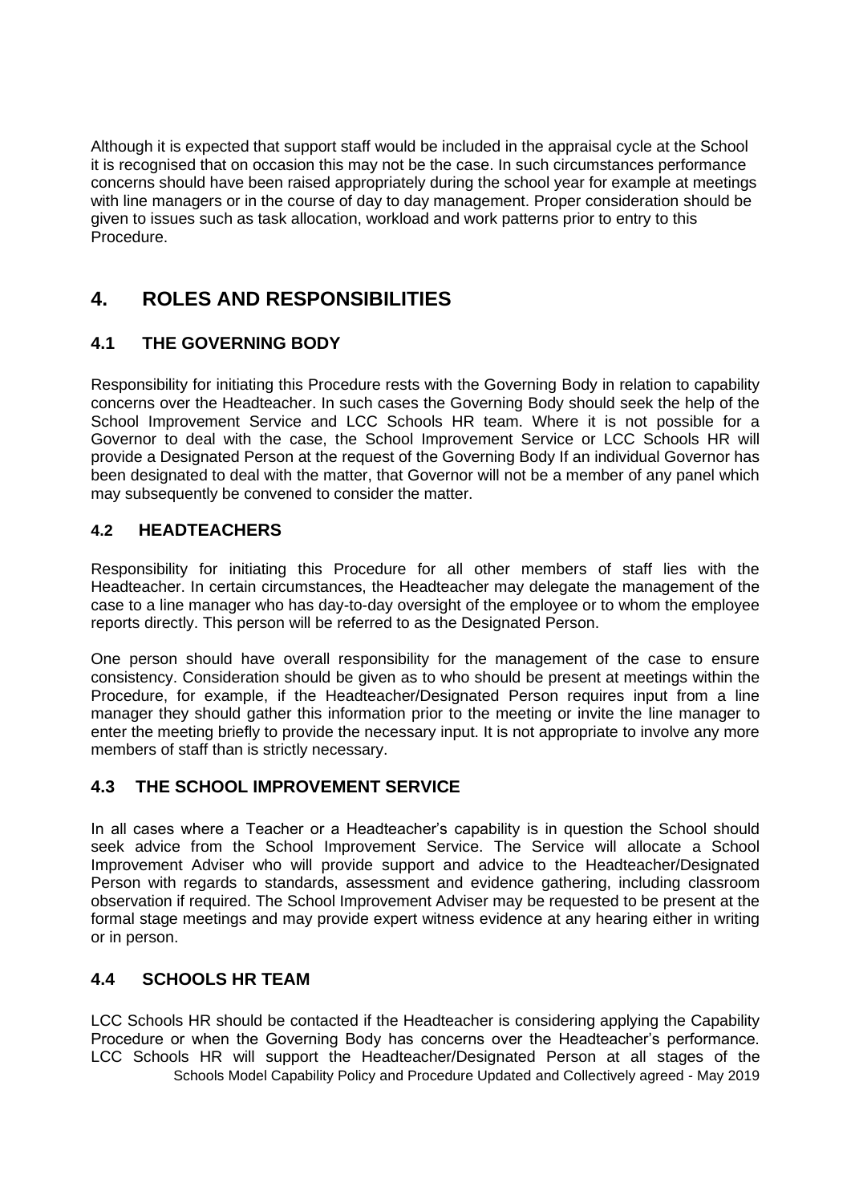Although it is expected that support staff would be included in the appraisal cycle at the School it is recognised that on occasion this may not be the case. In such circumstances performance concerns should have been raised appropriately during the school year for example at meetings with line managers or in the course of day to day management. Proper consideration should be given to issues such as task allocation, workload and work patterns prior to entry to this Procedure.

## 4. ROLES AND RESPONSIBILITIES

### 4.1 THE GOVERNING BODY

Responsibility for initiating this Procedure rests with the Governing Body in relation to capability concerns over the Headteacher. In such cases the Governing Body should seek the help of the School Improvement Service and LCC Schools HR team. Where it is not possible for a Governor to deal with the case, the School Improvement Service or LCC Schools HR will provide a Designated Person at the request of the Governing Body If an individual Governor has been designated to deal with the matter, that Governor will not be a member of any panel which may subsequently be convened to consider the matter.

### 4.2 HEADTEACHERS

Responsibility for initiating this Procedure for all other members of staff lies with the Headteacher. In certain circumstances, the Headteacher may delegate the management of the case to a line manager who has day-to-day oversight of the employee or to whom the employee reports directly. This person will be referred to as the Designated Person.

One person should have overall responsibility for the management of the case to ensure consistency. Consideration should be given as to who should be present at meetings within the Procedure, for example, if the Headteacher/Designated Person requires input from a line manager they should gather this information prior to the meeting or invite the line manager to enter the meeting briefly to provide the necessary input. It is not appropriate to involve any more members of staff than is strictly necessary.

### 4.3 THE SCHOOL IMPROVEMENT SERVICE

In all cases where a Teacher or a Headteacher's capability is in question the School should seek advice from the School Improvement Service. The Service will allocate a School Improvement Adviser who will provide support and advice to the Headteacher/Designated Person with regards to standards, assessment and evidence gathering, including classroom observation if required. The School Improvement Adviser may be requested to be present at the formal stage meetings and may provide expert witness evidence at any hearing either in writing or in person.

### 4.4 SCHOOLS HR TEAM

LCC Schools HR should be contacted if the Headteacher is considering applying the Capability Procedure or when the Governing Body has concerns over the Headteacher's performance. LCC Schools HR will support the Headteacher/Designated Person at all stages of the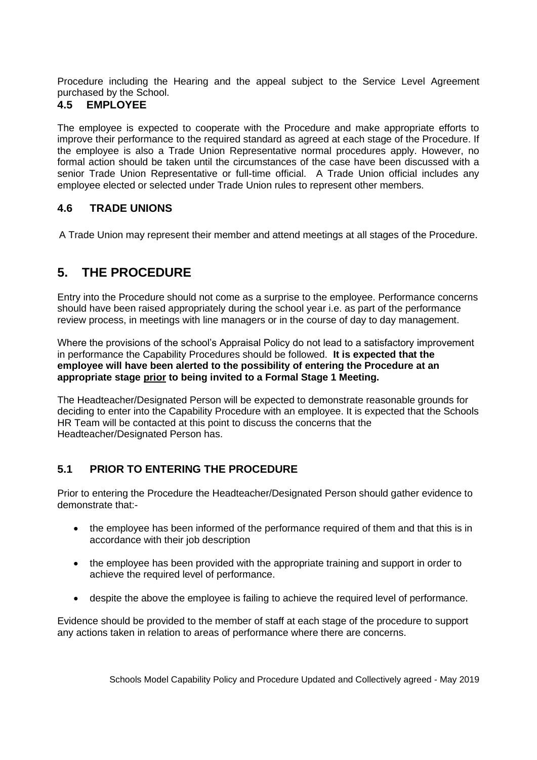Procedure including the Hearing and the appeal subject to the Service Level Agreement purchased by the School.

### 4.5 EMPLOYEE

The employee is expected to cooperate with the Procedure and make appropriate efforts to improve their performance to the required standard as agreed at each stage of the Procedure. If the employee is also a Trade Union Representative normal procedures apply. However, no formal action should be taken until the circumstances of the case have been discussed with a senior Trade Union Representative or full-time official. A Trade Union official includes any employee elected or selected under Trade Union rules to represent other members.

### 4.6 TRADE UNIONS

A Trade Union may represent their member and attend meetings at all stages of the Procedure.

## 5. THE PROCEDURE

Entry into the Procedure should not come as a surprise to the employee. Performance concerns should have been raised appropriately during the school year i.e. as part of the performance review process, in meetings with line managers or in the course of day to day management.

Where the provisions of the school's Appraisal Policy do not lead to a satisfactory improvement in performance the Capability Procedures should be followed. **It is expected that the employee will have been alerted to the possibility of entering the Procedure at an appropriate stage <u>prior</u> to being invited to a Formal Stage 1 Meeting.**

The Headteacher/Designated Person will be expected to demonstrate reasonable grounds for deciding to enter into the Capability Procedure with an employee. It is expected that the Schools HR Team will be contacted at this point to discuss the concerns that the Headteacher/Designated Person has.

### 5.1 PRIOR TO ENTERING THE PROCEDURE

Prior to entering the Procedure the Headteacher/Designated Person should gather evidence to demonstrate that:-

- the employee has been informed of the performance required of them and that this is in accordance with their job description
- the employee has been provided with the appropriate training and support in order to achieve the required level of performance.
- despite the above the employee is failing to achieve the required level of performance.

Evidence should be provided to the member of staff at each stage of the procedure to support any actions taken in relation to areas of performance where there are concerns.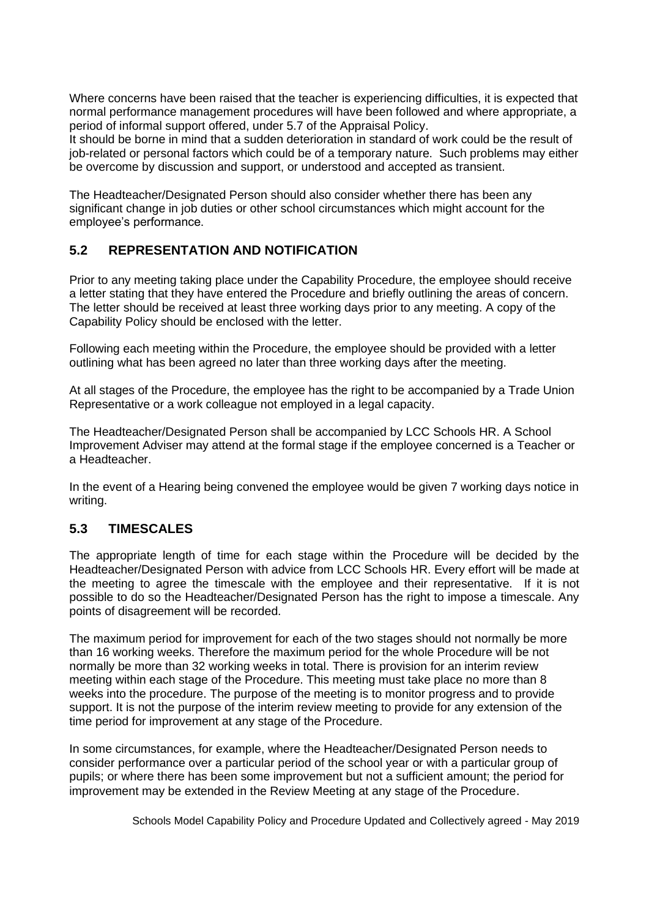Where concerns have been raised that the teacher is experiencing difficulties, it is expected that normal performance management procedures will have been followed and where appropriate, a period of informal support offered, under 5.7 of the Appraisal Policy.
It should be borne in mind that a sudden deterioration in standard of work could be the result of job-related or personal factors which could be of a temporary nature. Such problems may either be overcome by discussion and support, or understood and accepted as transient.

The Headteacher/Designated Person should also consider whether there has been any significant change in job duties or other school circumstances which might account for the employee's performance.

## 5.2 REPRESENTATION AND NOTIFICATION

Prior to any meeting taking place under the Capability Procedure, the employee should receive a letter stating that they have entered the Procedure and briefly outlining the areas of concern. The letter should be received at least three working days prior to any meeting. A copy of the Capability Policy should be enclosed with the letter.

Following each meeting within the Procedure, the employee should be provided with a letter outlining what has been agreed no later than three working days after the meeting.

At all stages of the Procedure, the employee has the right to be accompanied by a Trade Union Representative or a work colleague not employed in a legal capacity.

The Headteacher/Designated Person shall be accompanied by LCC Schools HR. A School Improvement Adviser may attend at the formal stage if the employee concerned is a Teacher or a Headteacher.

In the event of a Hearing being convened the employee would be given 7 working days notice in writing.

## 5.3 TIMESCALES

The appropriate length of time for each stage within the Procedure will be decided by the Headteacher/Designated Person with advice from LCC Schools HR. Every effort will be made at the meeting to agree the timescale with the employee and their representative. If it is not possible to do so the Headteacher/Designated Person has the right to impose a timescale. Any points of disagreement will be recorded.

The maximum period for improvement for each of the two stages should not normally be more than 16 working weeks. Therefore the maximum period for the whole Procedure will be not normally be more than 32 working weeks in total. There is provision for an interim review meeting within each stage of the Procedure. This meeting must take place no more than 8 weeks into the procedure. The purpose of the meeting is to monitor progress and to provide support. It is not the purpose of the interim review meeting to provide for any extension of the time period for improvement at any stage of the Procedure.

In some circumstances, for example, where the Headteacher/Designated Person needs to consider performance over a particular period of the school year or with a particular group of pupils; or where there has been some improvement but not a sufficient amount; the period for improvement may be extended in the Review Meeting at any stage of the Procedure.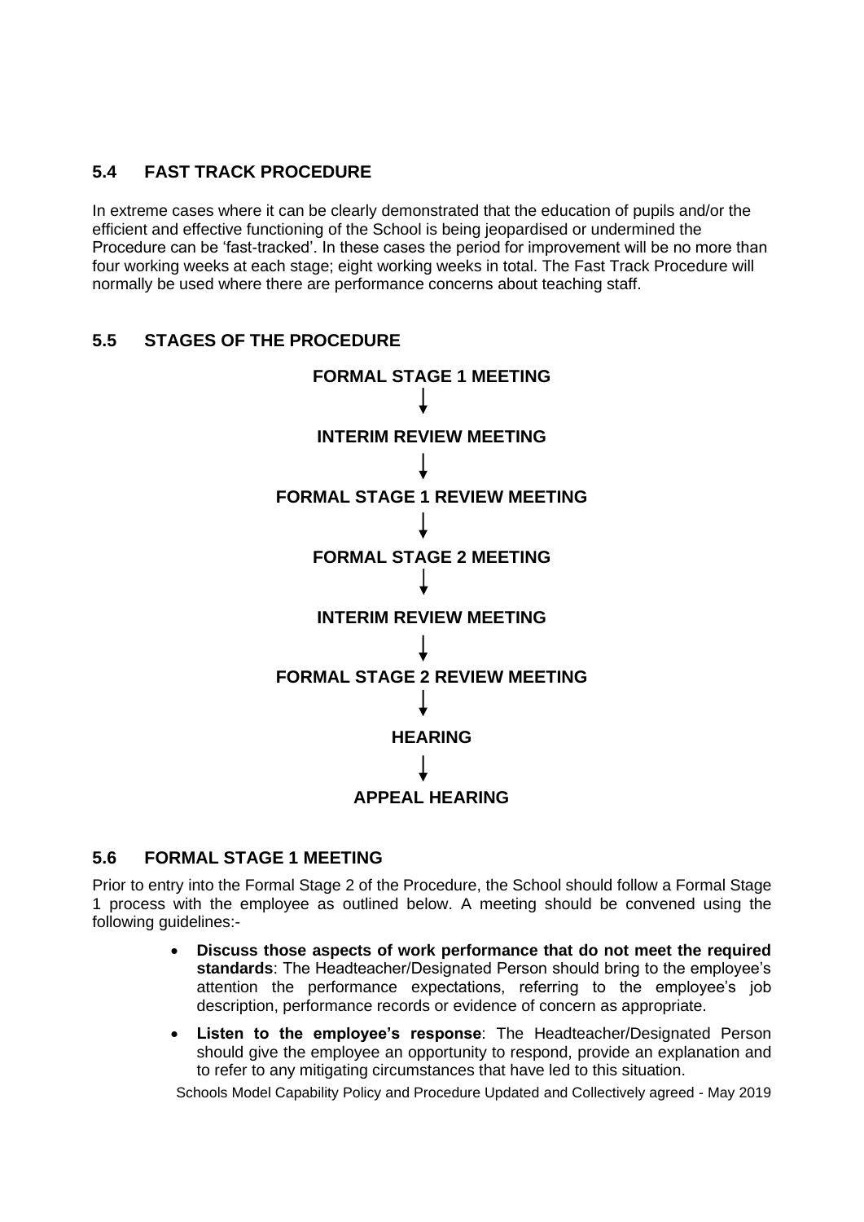## 5.4 FAST TRACK PROCEDURE

In extreme cases where it can be clearly demonstrated that the education of pupils and/or the efficient and effective functioning of the School is being jeopardised or undermined the Procedure can be 'fast-tracked'. In these cases the period for improvement will be no more than four working weeks at each stage; eight working weeks in total. The Fast Track Procedure will normally be used where there are performance concerns about teaching staff.

## 5.5 STAGES OF THE PROCEDURE

**FORMAL STAGE 1 MEETING**

↓

**INTERIM REVIEW MEETING**

↓

**FORMAL STAGE 1 REVIEW MEETING**

↓

**FORMAL STAGE 2 MEETING**

↓

**INTERIM REVIEW MEETING**

↓

**FORMAL STAGE 2 REVIEW MEETING**

↓

**HEARING**

↓

**APPEAL HEARING**

## 5.6 FORMAL STAGE 1 MEETING

Prior to entry into the Formal Stage 2 of the Procedure, the School should follow a Formal Stage 1 process with the employee as outlined below. A meeting should be convened using the following guidelines:-

- **Discuss those aspects of work performance that do not meet the required standards**: The Headteacher/Designated Person should bring to the employee's attention the performance expectations, referring to the employee's job description, performance records or evidence of concern as appropriate.
- **Listen to the employee's response**: The Headteacher/Designated Person should give the employee an opportunity to respond, provide an explanation and to refer to any mitigating circumstances that have led to this situation.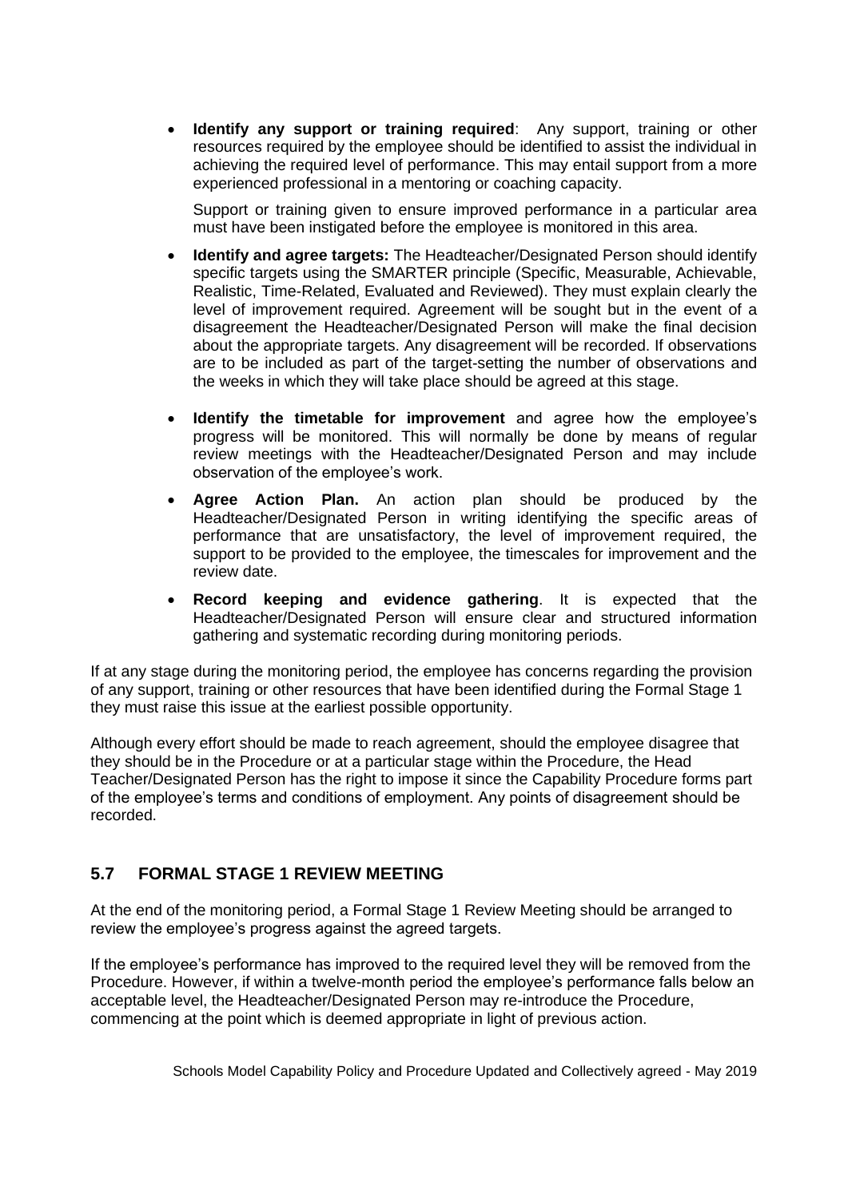- **Identify any support or training required**: Any support, training or other resources required by the employee should be identified to assist the individual in achieving the required level of performance. This may entail support from a more experienced professional in a mentoring or coaching capacity.

  Support or training given to ensure improved performance in a particular area must have been instigated before the employee is monitored in this area.

- **Identify and agree targets:** The Headteacher/Designated Person should identify specific targets using the SMARTER principle (Specific, Measurable, Achievable, Realistic, Time-Related, Evaluated and Reviewed). They must explain clearly the level of improvement required. Agreement will be sought but in the event of a disagreement the Headteacher/Designated Person will make the final decision about the appropriate targets. Any disagreement will be recorded. If observations are to be included as part of the target-setting the number of observations and the weeks in which they will take place should be agreed at this stage.

- **Identify the timetable for improvement** and agree how the employee's progress will be monitored. This will normally be done by means of regular review meetings with the Headteacher/Designated Person and may include observation of the employee's work.

- **Agree Action Plan.** An action plan should be produced by the Headteacher/Designated Person in writing identifying the specific areas of performance that are unsatisfactory, the level of improvement required, the support to be provided to the employee, the timescales for improvement and the review date.

- **Record keeping and evidence gathering**. It is expected that the Headteacher/Designated Person will ensure clear and structured information gathering and systematic recording during monitoring periods.

If at any stage during the monitoring period, the employee has concerns regarding the provision of any support, training or other resources that have been identified during the Formal Stage 1 they must raise this issue at the earliest possible opportunity.

Although every effort should be made to reach agreement, should the employee disagree that they should be in the Procedure or at a particular stage within the Procedure, the Head Teacher/Designated Person has the right to impose it since the Capability Procedure forms part of the employee's terms and conditions of employment. Any points of disagreement should be recorded.

## 5.7 FORMAL STAGE 1 REVIEW MEETING

At the end of the monitoring period, a Formal Stage 1 Review Meeting should be arranged to review the employee's progress against the agreed targets.

If the employee's performance has improved to the required level they will be removed from the Procedure. However, if within a twelve-month period the employee's performance falls below an acceptable level, the Headteacher/Designated Person may re-introduce the Procedure, commencing at the point which is deemed appropriate in light of previous action.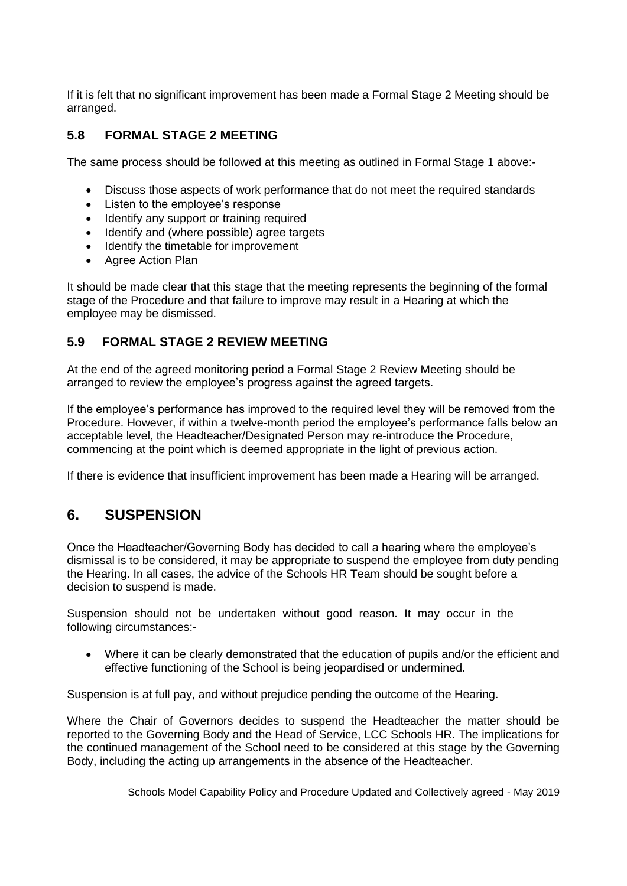If it is felt that no significant improvement has been made a Formal Stage 2 Meeting should be arranged.

### 5.8 FORMAL STAGE 2 MEETING

The same process should be followed at this meeting as outlined in Formal Stage 1 above:-

- Discuss those aspects of work performance that do not meet the required standards
- Listen to the employee's response
- Identify any support or training required
- Identify and (where possible) agree targets
- Identify the timetable for improvement
- Agree Action Plan

It should be made clear that this stage that the meeting represents the beginning of the formal stage of the Procedure and that failure to improve may result in a Hearing at which the employee may be dismissed.

### 5.9 FORMAL STAGE 2 REVIEW MEETING

At the end of the agreed monitoring period a Formal Stage 2 Review Meeting should be arranged to review the employee's progress against the agreed targets.

If the employee's performance has improved to the required level they will be removed from the Procedure. However, if within a twelve-month period the employee's performance falls below an acceptable level, the Headteacher/Designated Person may re-introduce the Procedure, commencing at the point which is deemed appropriate in the light of previous action.

If there is evidence that insufficient improvement has been made a Hearing will be arranged.

## 6. SUSPENSION

Once the Headteacher/Governing Body has decided to call a hearing where the employee's dismissal is to be considered, it may be appropriate to suspend the employee from duty pending the Hearing. In all cases, the advice of the Schools HR Team should be sought before a decision to suspend is made.

Suspension should not be undertaken without good reason. It may occur in the following circumstances:-

- Where it can be clearly demonstrated that the education of pupils and/or the efficient and effective functioning of the School is being jeopardised or undermined.

Suspension is at full pay, and without prejudice pending the outcome of the Hearing.

Where the Chair of Governors decides to suspend the Headteacher the matter should be reported to the Governing Body and the Head of Service, LCC Schools HR. The implications for the continued management of the School need to be considered at this stage by the Governing Body, including the acting up arrangements in the absence of the Headteacher.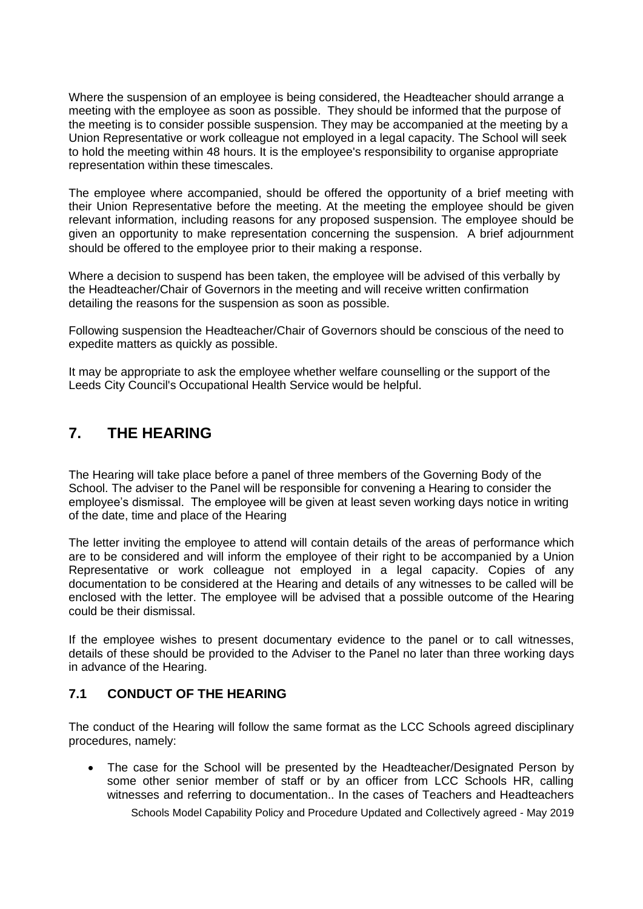Where the suspension of an employee is being considered, the Headteacher should arrange a meeting with the employee as soon as possible. They should be informed that the purpose of the meeting is to consider possible suspension. They may be accompanied at the meeting by a Union Representative or work colleague not employed in a legal capacity. The School will seek to hold the meeting within 48 hours. It is the employee's responsibility to organise appropriate representation within these timescales.

The employee where accompanied, should be offered the opportunity of a brief meeting with their Union Representative before the meeting. At the meeting the employee should be given relevant information, including reasons for any proposed suspension. The employee should be given an opportunity to make representation concerning the suspension. A brief adjournment should be offered to the employee prior to their making a response.

Where a decision to suspend has been taken, the employee will be advised of this verbally by the Headteacher/Chair of Governors in the meeting and will receive written confirmation detailing the reasons for the suspension as soon as possible.

Following suspension the Headteacher/Chair of Governors should be conscious of the need to expedite matters as quickly as possible.

It may be appropriate to ask the employee whether welfare counselling or the support of the Leeds City Council's Occupational Health Service would be helpful.

## 7. THE HEARING

The Hearing will take place before a panel of three members of the Governing Body of the School. The adviser to the Panel will be responsible for convening a Hearing to consider the employee's dismissal. The employee will be given at least seven working days notice in writing of the date, time and place of the Hearing

The letter inviting the employee to attend will contain details of the areas of performance which are to be considered and will inform the employee of their right to be accompanied by a Union Representative or work colleague not employed in a legal capacity. Copies of any documentation to be considered at the Hearing and details of any witnesses to be called will be enclosed with the letter. The employee will be advised that a possible outcome of the Hearing could be their dismissal.

If the employee wishes to present documentary evidence to the panel or to call witnesses, details of these should be provided to the Adviser to the Panel no later than three working days in advance of the Hearing.

### 7.1 CONDUCT OF THE HEARING

The conduct of the Hearing will follow the same format as the LCC Schools agreed disciplinary procedures, namely:

- The case for the School will be presented by the Headteacher/Designated Person by some other senior member of staff or by an officer from LCC Schools HR, calling witnesses and referring to documentation.. In the cases of Teachers and Headteachers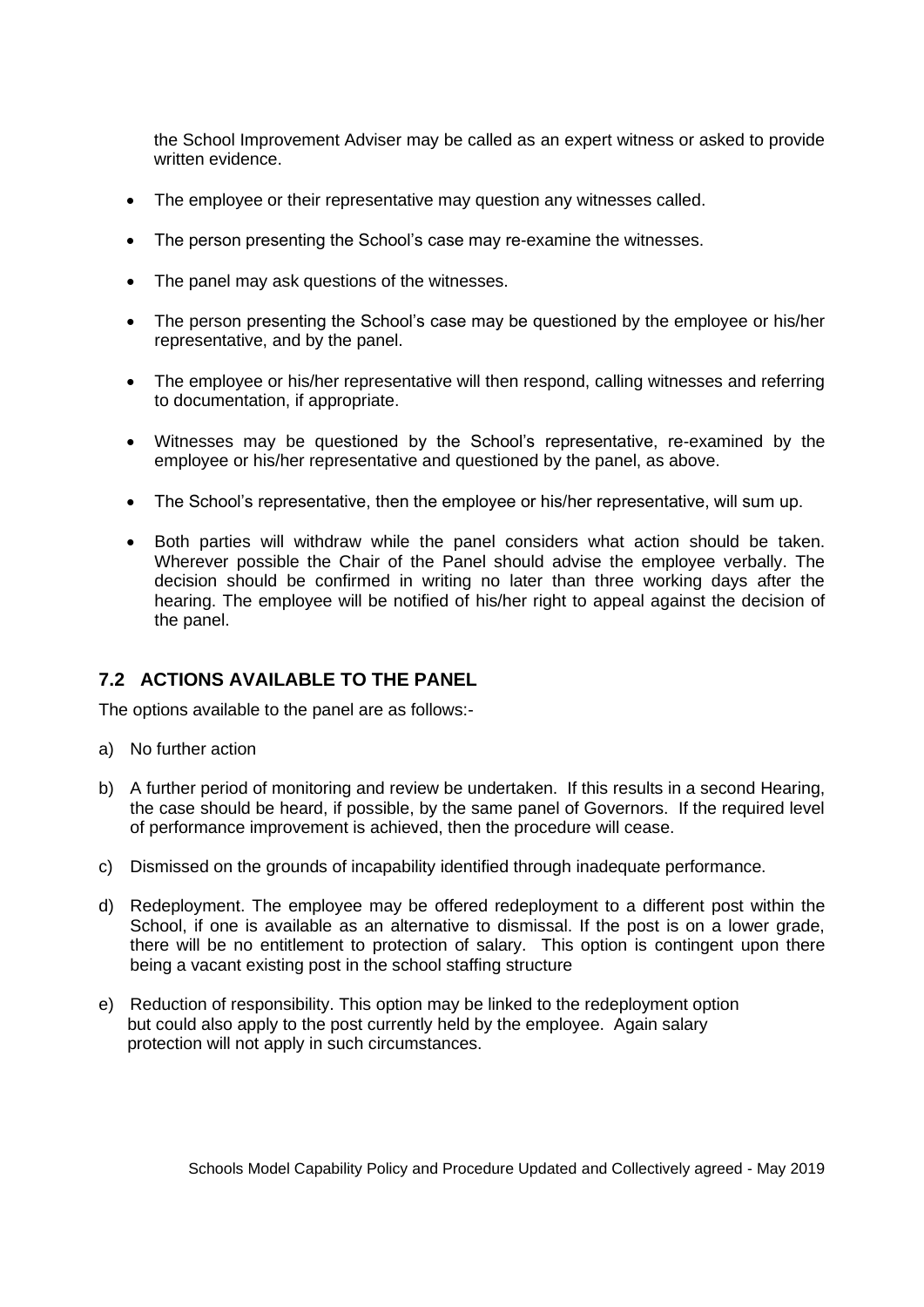the School Improvement Adviser may be called as an expert witness or asked to provide written evidence.

- The employee or their representative may question any witnesses called.
- The person presenting the School's case may re-examine the witnesses.
- The panel may ask questions of the witnesses.
- The person presenting the School's case may be questioned by the employee or his/her representative, and by the panel.
- The employee or his/her representative will then respond, calling witnesses and referring to documentation, if appropriate.
- Witnesses may be questioned by the School's representative, re-examined by the employee or his/her representative and questioned by the panel, as above.
- The School's representative, then the employee or his/her representative, will sum up.
- Both parties will withdraw while the panel considers what action should be taken. Wherever possible the Chair of the Panel should advise the employee verbally. The decision should be confirmed in writing no later than three working days after the hearing. The employee will be notified of his/her right to appeal against the decision of the panel.

## 7.2 ACTIONS AVAILABLE TO THE PANEL

The options available to the panel are as follows:-

a) No further action

b) A further period of monitoring and review be undertaken. If this results in a second Hearing, the case should be heard, if possible, by the same panel of Governors. If the required level of performance improvement is achieved, then the procedure will cease.

c) Dismissed on the grounds of incapability identified through inadequate performance.

d) Redeployment. The employee may be offered redeployment to a different post within the School, if one is available as an alternative to dismissal. If the post is on a lower grade, there will be no entitlement to protection of salary. This option is contingent upon there being a vacant existing post in the school staffing structure

e) Reduction of responsibility. This option may be linked to the redeployment option but could also apply to the post currently held by the employee. Again salary protection will not apply in such circumstances.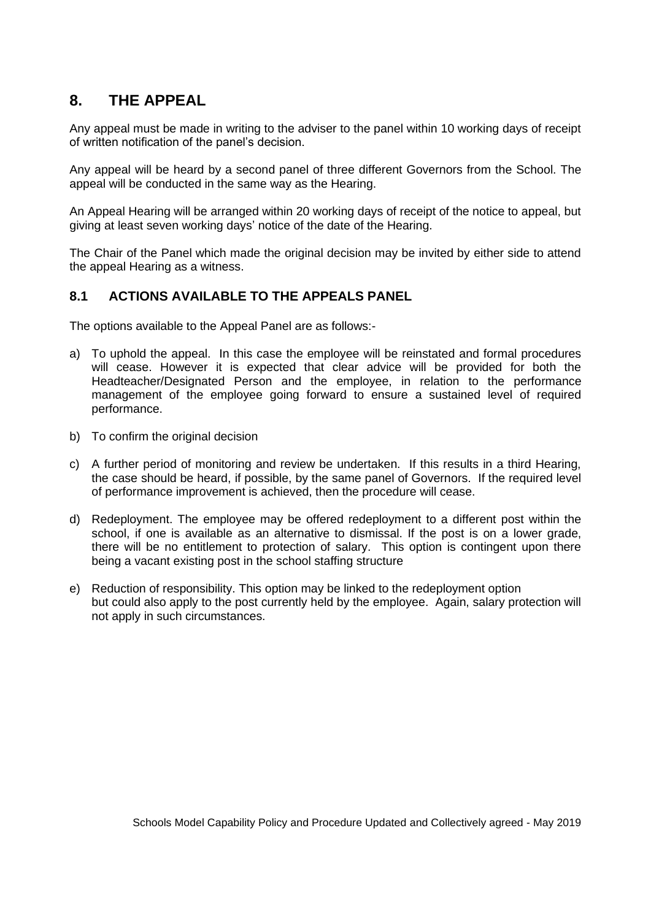## 8. THE APPEAL

Any appeal must be made in writing to the adviser to the panel within 10 working days of receipt of written notification of the panel's decision.

Any appeal will be heard by a second panel of three different Governors from the School. The appeal will be conducted in the same way as the Hearing.

An Appeal Hearing will be arranged within 20 working days of receipt of the notice to appeal, but giving at least seven working days' notice of the date of the Hearing.

The Chair of the Panel which made the original decision may be invited by either side to attend the appeal Hearing as a witness.

### 8.1 ACTIONS AVAILABLE TO THE APPEALS PANEL

The options available to the Appeal Panel are as follows:-

a) To uphold the appeal. In this case the employee will be reinstated and formal procedures will cease. However it is expected that clear advice will be provided for both the Headteacher/Designated Person and the employee, in relation to the performance management of the employee going forward to ensure a sustained level of required performance.

b) To confirm the original decision

c) A further period of monitoring and review be undertaken. If this results in a third Hearing, the case should be heard, if possible, by the same panel of Governors. If the required level of performance improvement is achieved, then the procedure will cease.

d) Redeployment. The employee may be offered redeployment to a different post within the school, if one is available as an alternative to dismissal. If the post is on a lower grade, there will be no entitlement to protection of salary. This option is contingent upon there being a vacant existing post in the school staffing structure

e) Reduction of responsibility. This option may be linked to the redeployment option but could also apply to the post currently held by the employee. Again, salary protection will not apply in such circumstances.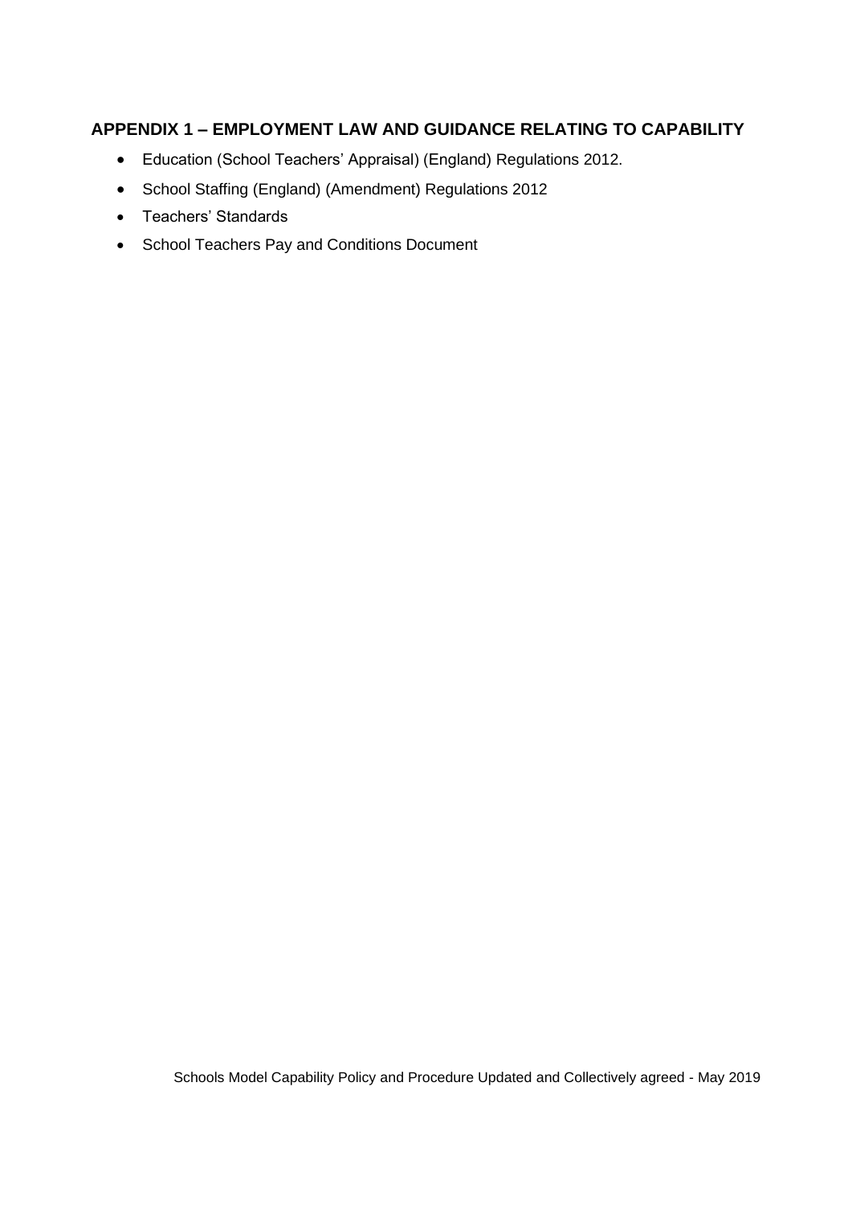## APPENDIX 1 – EMPLOYMENT LAW AND GUIDANCE RELATING TO CAPABILITY

- Education (School Teachers' Appraisal) (England) Regulations 2012.
- School Staffing (England) (Amendment) Regulations 2012
- Teachers' Standards
- School Teachers Pay and Conditions Document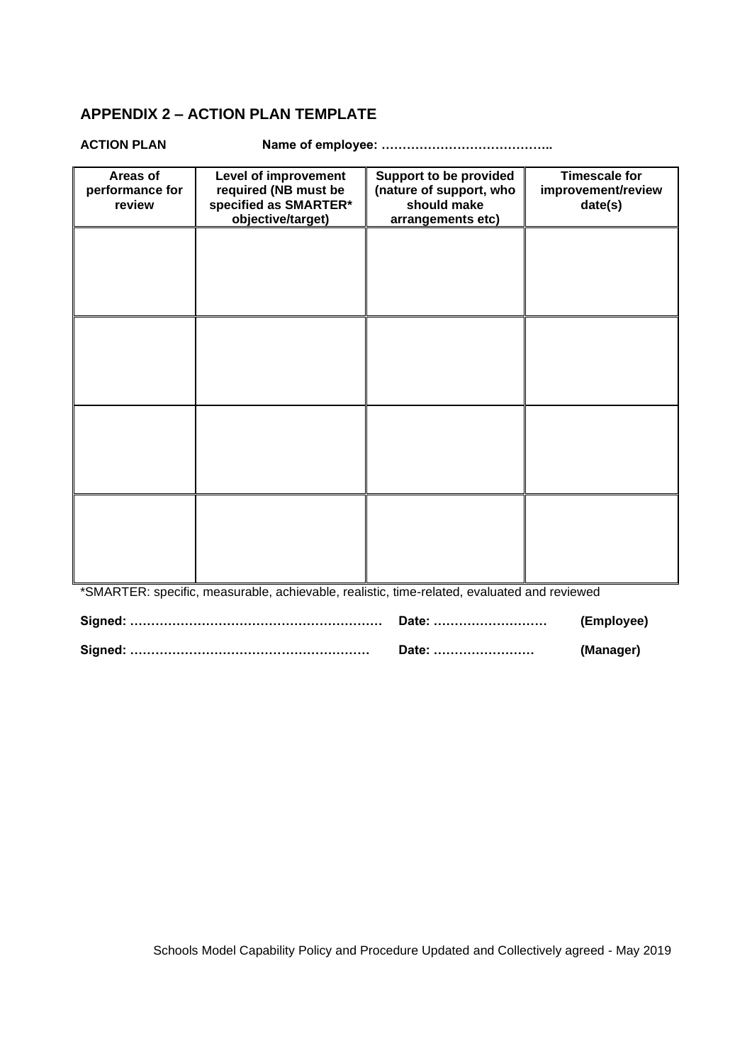## APPENDIX 2 – ACTION PLAN TEMPLATE

**ACTION PLAN** **Name of employee: …………………………………..**

| Areas of performance for review | Level of improvement required (NB must be specified as SMARTER* objective/target) | Support to be provided (nature of support, who should make arrangements etc) | Timescale for improvement/review date(s) |
|---|---|---|---|
| | | | |
| | | | |
| | | | |
| | | | |

*SMARTER: specific, measurable, achievable, realistic, time-related, evaluated and reviewed

**Signed: ……………………………………………………  Date: ………………………  (Employee)**

**Signed: …………………………………………………  Date: ……………………  (Manager)**